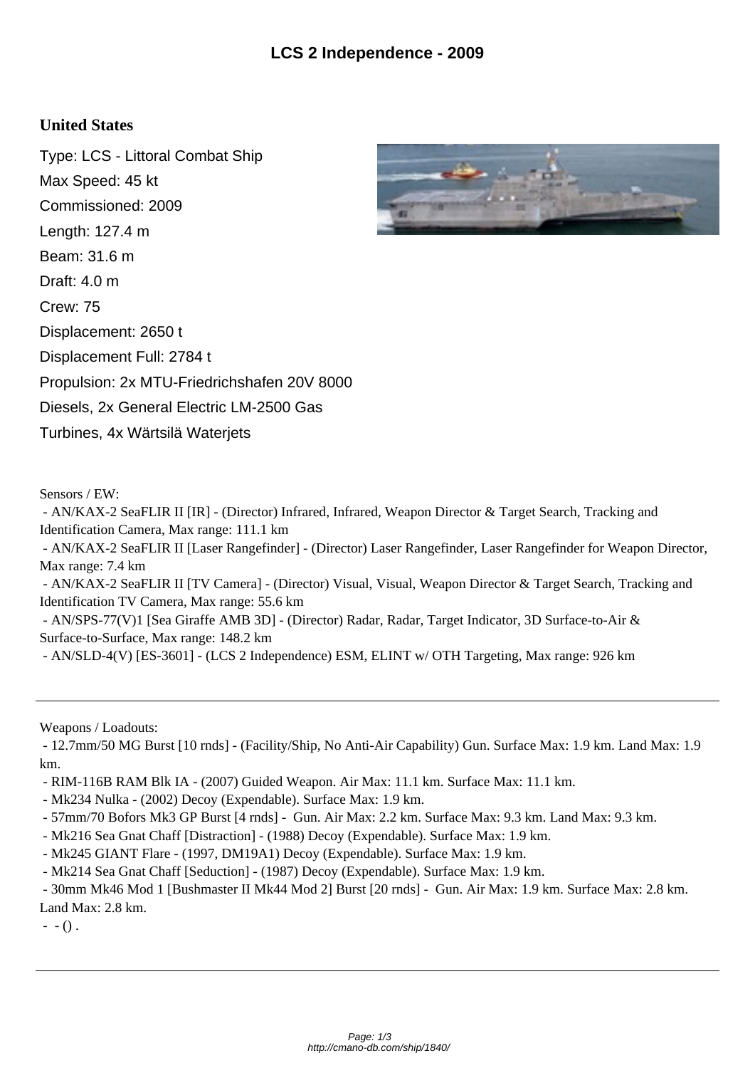# LCS 2 Independence - 2009

**United States**

Type: LCS - Littoral Combat Ship

Max Speed: 45 kt

Commissioned: 2009

Length: 127.4 m

Beam: 31.6 m

Draft: 4.0 m

Crew: 75

Displacement: 2650 t

Displacement Full: 2784 t

Propulsion: 2x MTU-Friedrichshafen 20V 8000 Diesels, 2x General Electric LM-2500 Gas Turbines, 4x Wärtsilä Waterjets

Sensors / EW:

- AN/KAX-2 SeaFLIR II [IR] - (Director) Infrared, Infrared, Weapon Director & Target Search, Tracking and Identification Camera, Max range: 111.1 km
- AN/KAX-2 SeaFLIR II [Laser Rangefinder] - (Director) Laser Rangefinder, Laser Rangefinder for Weapon Director, Max range: 7.4 km
- AN/KAX-2 SeaFLIR II [TV Camera] - (Director) Visual, Visual, Weapon Director & Target Search, Tracking and Identification TV Camera, Max range: 55.6 km
- AN/SPS-77(V)1 [Sea Giraffe AMB 3D] - (Director) Radar, Radar, Target Indicator, 3D Surface-to-Air & Surface-to-Surface, Max range: 148.2 km
- AN/SLD-4(V) [ES-3601] - (LCS 2 Independence) ESM, ELINT w/ OTH Targeting, Max range: 926 km

---

Weapons / Loadouts:

- 12.7mm/50 MG Burst [10 rnds] - (Facility/Ship, No Anti-Air Capability) Gun. Surface Max: 1.9 km. Land Max: 1.9 km.
- RIM-116B RAM Blk IA - (2007) Guided Weapon. Air Max: 11.1 km. Surface Max: 11.1 km.
- Mk234 Nulka - (2002) Decoy (Expendable). Surface Max: 1.9 km.
- 57mm/70 Bofors Mk3 GP Burst [4 rnds] - Gun. Air Max: 2.2 km. Surface Max: 9.3 km. Land Max: 9.3 km.
- Mk216 Sea Gnat Chaff [Distraction] - (1988) Decoy (Expendable). Surface Max: 1.9 km.
- Mk245 GIANT Flare - (1997, DM19A1) Decoy (Expendable). Surface Max: 1.9 km.
- Mk214 Sea Gnat Chaff [Seduction] - (1987) Decoy (Expendable). Surface Max: 1.9 km.
- 30mm Mk46 Mod 1 [Bushmaster II Mk44 Mod 2] Burst [20 rnds] - Gun. Air Max: 1.9 km. Surface Max: 2.8 km. Land Max: 2.8 km.
- - () .

---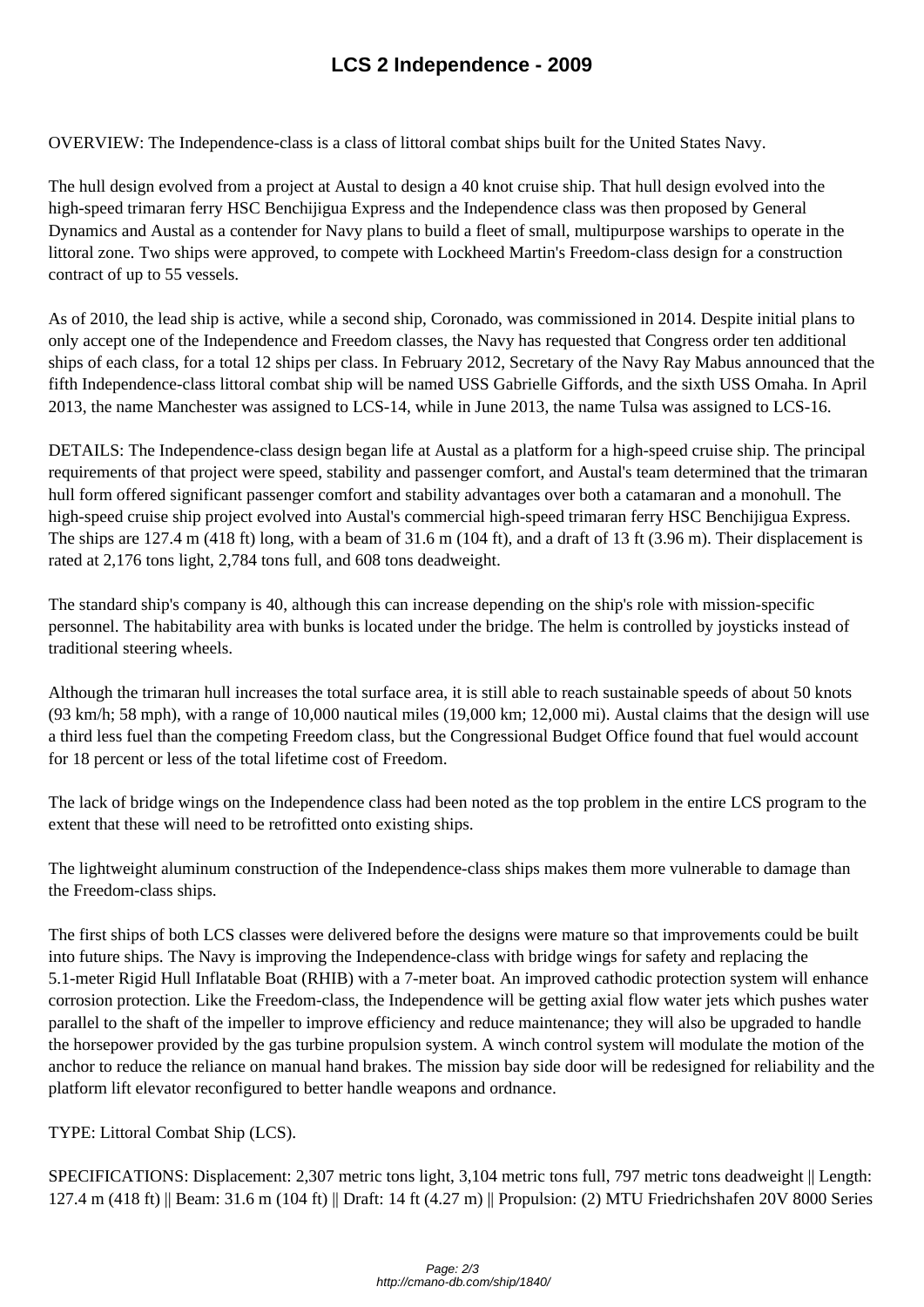# LCS 2 Independence - 2009

OVERVIEW: The Independence-class is a class of littoral combat ships built for the United States Navy.

The hull design evolved from a project at Austal to design a 40 knot cruise ship. That hull design evolved into the high-speed trimaran ferry HSC Benchijigua Express and the Independence class was then proposed by General Dynamics and Austal as a contender for Navy plans to build a fleet of small, multipurpose warships to operate in the littoral zone. Two ships were approved, to compete with Lockheed Martin's Freedom-class design for a construction contract of up to 55 vessels.

As of 2010, the lead ship is active, while a second ship, Coronado, was commissioned in 2014. Despite initial plans to only accept one of the Independence and Freedom classes, the Navy has requested that Congress order ten additional ships of each class, for a total 12 ships per class. In February 2012, Secretary of the Navy Ray Mabus announced that the fifth Independence-class littoral combat ship will be named USS Gabrielle Giffords, and the sixth USS Omaha. In April 2013, the name Manchester was assigned to LCS-14, while in June 2013, the name Tulsa was assigned to LCS-16.

DETAILS: The Independence-class design began life at Austal as a platform for a high-speed cruise ship. The principal requirements of that project were speed, stability and passenger comfort, and Austal's team determined that the trimaran hull form offered significant passenger comfort and stability advantages over both a catamaran and a monohull. The high-speed cruise ship project evolved into Austal's commercial high-speed trimaran ferry HSC Benchijigua Express. The ships are 127.4 m (418 ft) long, with a beam of 31.6 m (104 ft), and a draft of 13 ft (3.96 m). Their displacement is rated at 2,176 tons light, 2,784 tons full, and 608 tons deadweight.

The standard ship's company is 40, although this can increase depending on the ship's role with mission-specific personnel. The habitability area with bunks is located under the bridge. The helm is controlled by joysticks instead of traditional steering wheels.

Although the trimaran hull increases the total surface area, it is still able to reach sustainable speeds of about 50 knots (93 km/h; 58 mph), with a range of 10,000 nautical miles (19,000 km; 12,000 mi). Austal claims that the design will use a third less fuel than the competing Freedom class, but the Congressional Budget Office found that fuel would account for 18 percent or less of the total lifetime cost of Freedom.

The lack of bridge wings on the Independence class had been noted as the top problem in the entire LCS program to the extent that these will need to be retrofitted onto existing ships.

The lightweight aluminum construction of the Independence-class ships makes them more vulnerable to damage than the Freedom-class ships.

The first ships of both LCS classes were delivered before the designs were mature so that improvements could be built into future ships. The Navy is improving the Independence-class with bridge wings for safety and replacing the 5.1-meter Rigid Hull Inflatable Boat (RHIB) with a 7-meter boat. An improved cathodic protection system will enhance corrosion protection. Like the Freedom-class, the Independence will be getting axial flow water jets which pushes water parallel to the shaft of the impeller to improve efficiency and reduce maintenance; they will also be upgraded to handle the horsepower provided by the gas turbine propulsion system. A winch control system will modulate the motion of the anchor to reduce the reliance on manual hand brakes. The mission bay side door will be redesigned for reliability and the platform lift elevator reconfigured to better handle weapons and ordnance.

TYPE: Littoral Combat Ship (LCS).

SPECIFICATIONS: Displacement: 2,307 metric tons light, 3,104 metric tons full, 797 metric tons deadweight || Length: 127.4 m (418 ft) || Beam: 31.6 m (104 ft) || Draft: 14 ft (4.27 m) || Propulsion: (2) MTU Friedrichshafen 20V 8000 Series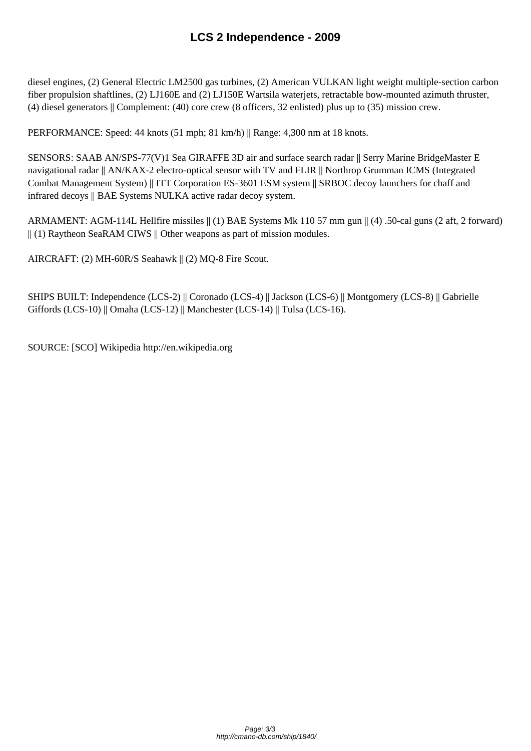diesel engines, (2) General Electric LM2500 gas turbines, (2) American VULKAN light weight multiple-section carbon fiber propulsion shaftlines, (2) LJ160E and (2) LJ150E Wartsila waterjets, retractable bow-mounted azimuth thruster, (4) diesel generators || Complement: (40) core crew (8 officers, 32 enlisted) plus up to (35) mission crew.

PERFORMANCE: Speed: 44 knots (51 mph; 81 km/h) || Range: 4,300 nm at 18 knots.

SENSORS: SAAB AN/SPS-77(V)1 Sea GIRAFFE 3D air and surface search radar || Serry Marine BridgeMaster E navigational radar || AN/KAX-2 electro-optical sensor with TV and FLIR || Northrop Grumman ICMS (Integrated Combat Management System) || ITT Corporation ES-3601 ESM system || SRBOC decoy launchers for chaff and infrared decoys || BAE Systems NULKA active radar decoy system.

ARMAMENT: AGM-114L Hellfire missiles || (1) BAE Systems Mk 110 57 mm gun || (4) .50-cal guns (2 aft, 2 forward) || (1) Raytheon SeaRAM CIWS || Other weapons as part of mission modules.

AIRCRAFT: (2) MH-60R/S Seahawk || (2) MQ-8 Fire Scout.

SHIPS BUILT: Independence (LCS-2) || Coronado (LCS-4) || Jackson (LCS-6) || Montgomery (LCS-8) || Gabrielle Giffords (LCS-10) || Omaha (LCS-12) || Manchester (LCS-14) || Tulsa (LCS-16).

SOURCE: [SCO] Wikipedia http://en.wikipedia.org